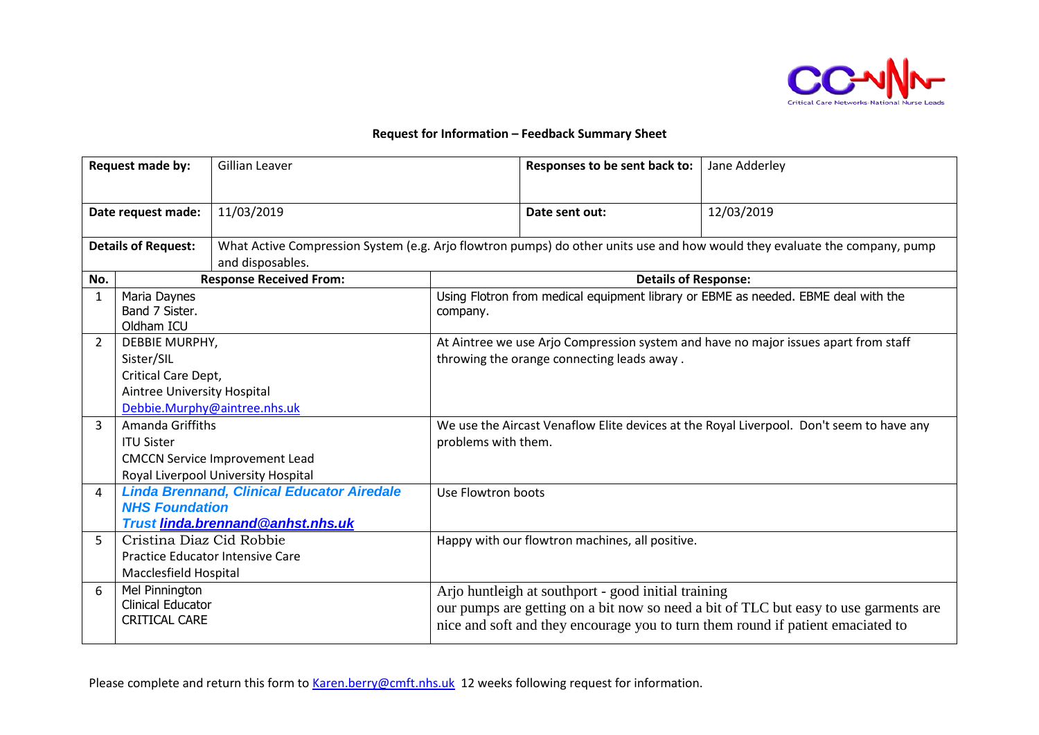## Request for Information – Feedback Summary Sheet

| Request made by: | Gillian Leaver | Responses to be sent back to: | Jane Adderley |
|---|---|---|---|
| Date request made: | 11/03/2019 | Date sent out: | 12/03/2019 |
| Details of Request: | What Active Compression System (e.g. Arjo flowtron pumps) do other units use and how would they evaluate the company, pump and disposables. | | |

| No. | Response Received From: | Details of Response: |
|---|---|---|
| 1 | Maria Daynes<br>Band 7 Sister.<br>Oldham ICU | Using Flotron from medical equipment library or EBME as needed. EBME deal with the company. |
| 2 | DEBBIE MURPHY,<br>Sister/SIL<br>Critical Care Dept,<br>Aintree University Hospital<br>Debbie.Murphy@aintree.nhs.uk | At Aintree we use Arjo Compression system and have no major issues apart from staff throwing the orange connecting leads away . |
| 3 | Amanda Griffiths<br>ITU Sister<br>CMCCN Service Improvement Lead<br>Royal Liverpool University Hospital | We use the Aircast Venaflow Elite devices at the Royal Liverpool. Don't seem to have any problems with them. |
| 4 | ***Linda Brennand, Clinical Educator Airedale NHS Foundation Trust linda.brennand@anhst.nhs.uk*** | Use Flowtron boots |
| 5 | Cristina Diaz Cid Robbie<br>Practice Educator Intensive Care<br>Macclesfield Hospital | Happy with our flowtron machines, all positive. |
| 6 | Mel Pinnington<br>Clinical Educator<br>CRITICAL CARE | Arjo huntleigh at southport - good initial training<br>our pumps are getting on a bit now so need a bit of TLC but easy to use garments are nice and soft and they encourage you to turn them round if patient emaciated to |

Please complete and return this form to Karen.berry@cmft.nhs.uk 12 weeks following request for information.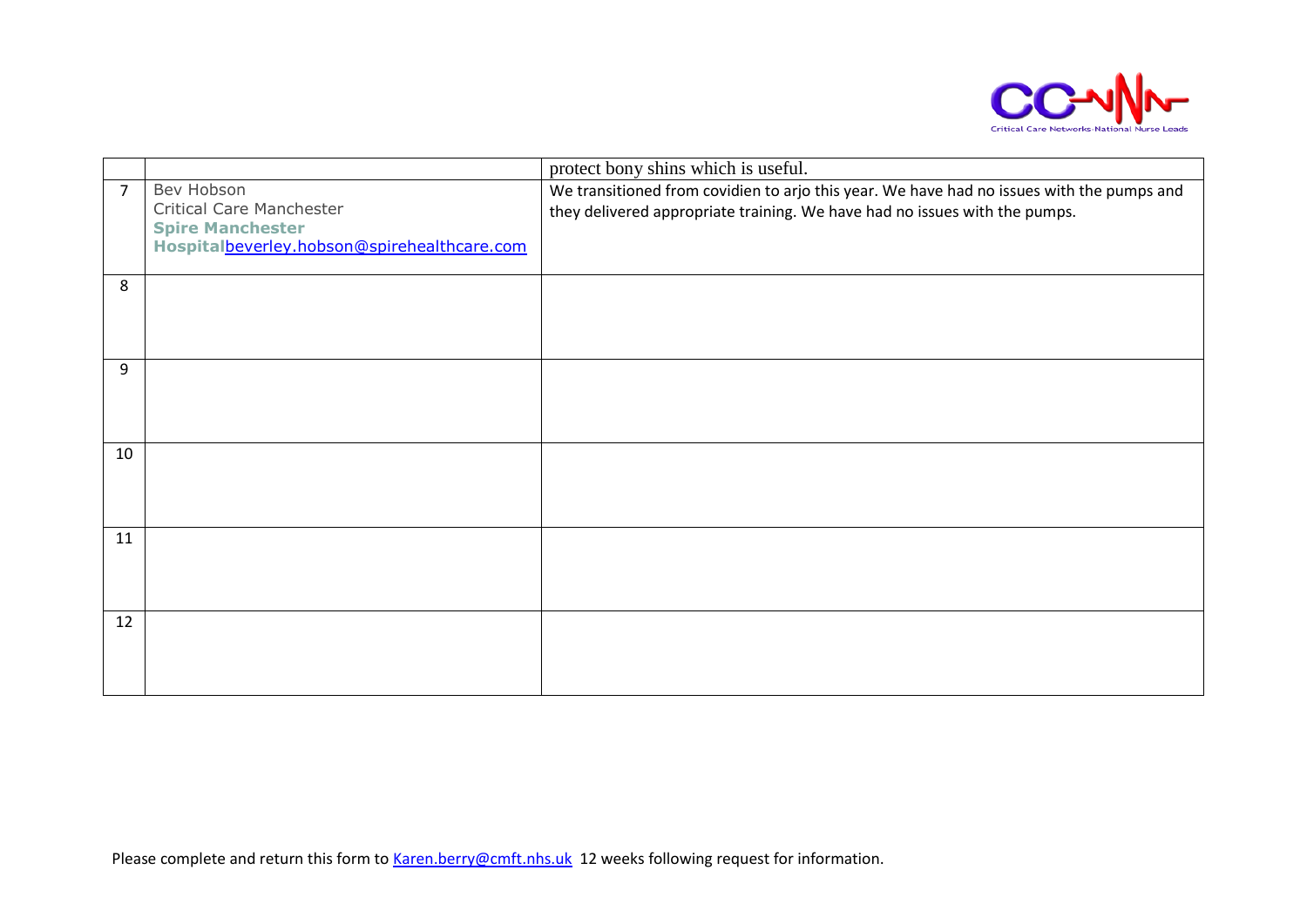| | | |
|---|---|---|
| | | protect bony shins which is useful. |
| 7 | Bev Hobson<br>Critical Care Manchester<br>**Spire Manchester Hospital**[beverley.hobson@spirehealthcare.com](mailto:beverley.hobson@spirehealthcare.com) | We transitioned from covidien to arjo this year. We have had no issues with the pumps and they delivered appropriate training. We have had no issues with the pumps. |
| 8 | | |
| 9 | | |
| 10 | | |
| 11 | | |
| 12 | | |

Please complete and return this form to [Karen.berry@cmft.nhs.uk](mailto:Karen.berry@cmft.nhs.uk) 12 weeks following request for information.